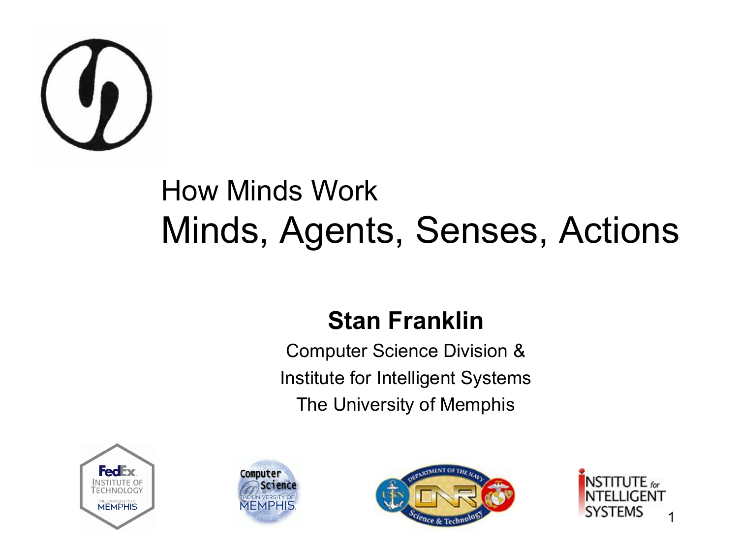# How Minds Work

# Minds, Agents, Senses, Actions

**Stan Franklin**

Computer Science Division &

Institute for Intelligent Systems

The University of Memphis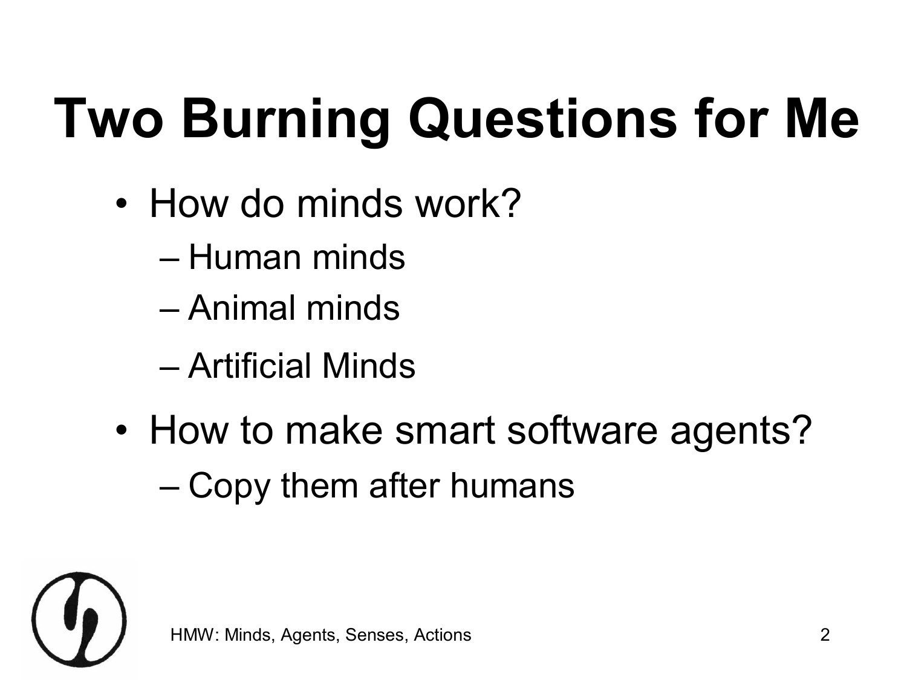# Two Burning Questions for Me

- How do minds work?
  - Human minds
  - Animal minds
  - Artificial Minds
- How to make smart software agents?
  - Copy them after humans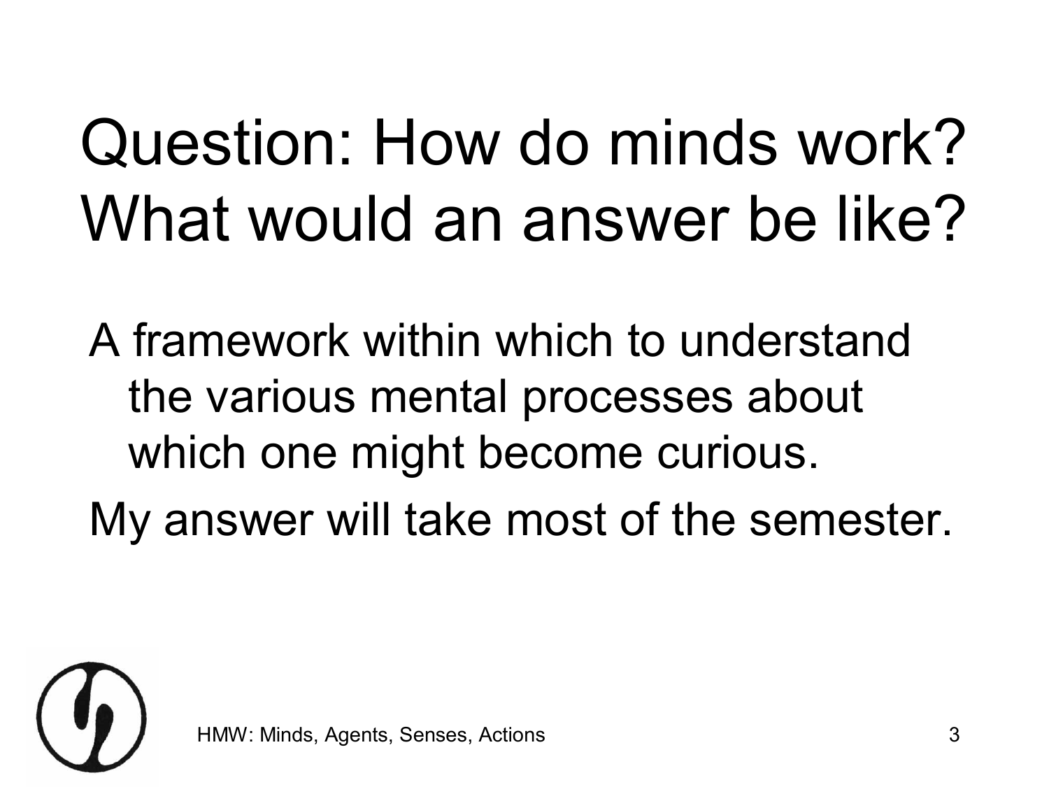# Question: How do minds work? What would an answer be like?

A framework within which to understand the various mental processes about which one might become curious.

My answer will take most of the semester.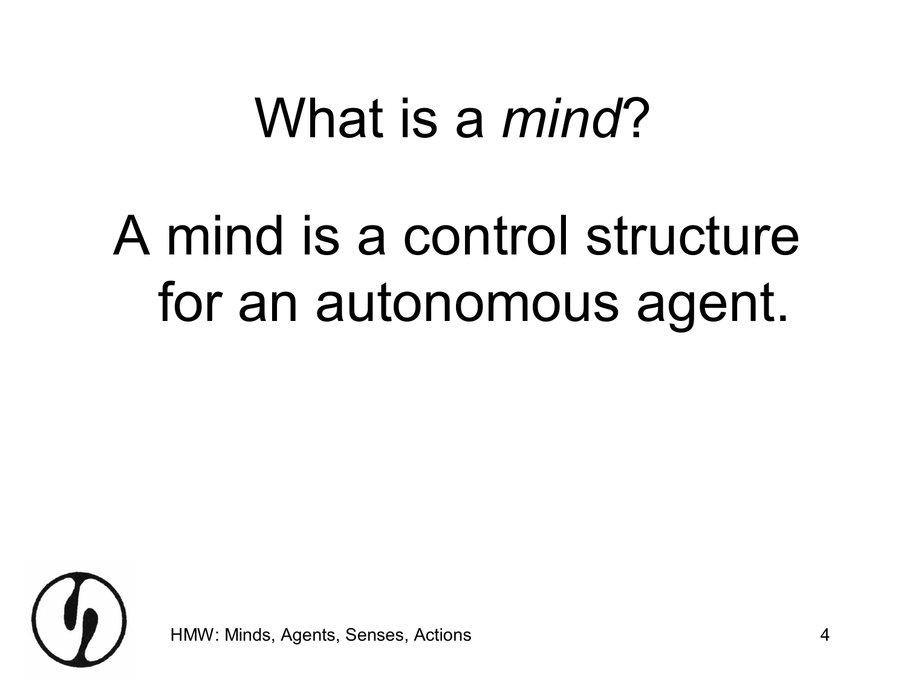# What is a *mind*?

A mind is a control structure for an autonomous agent.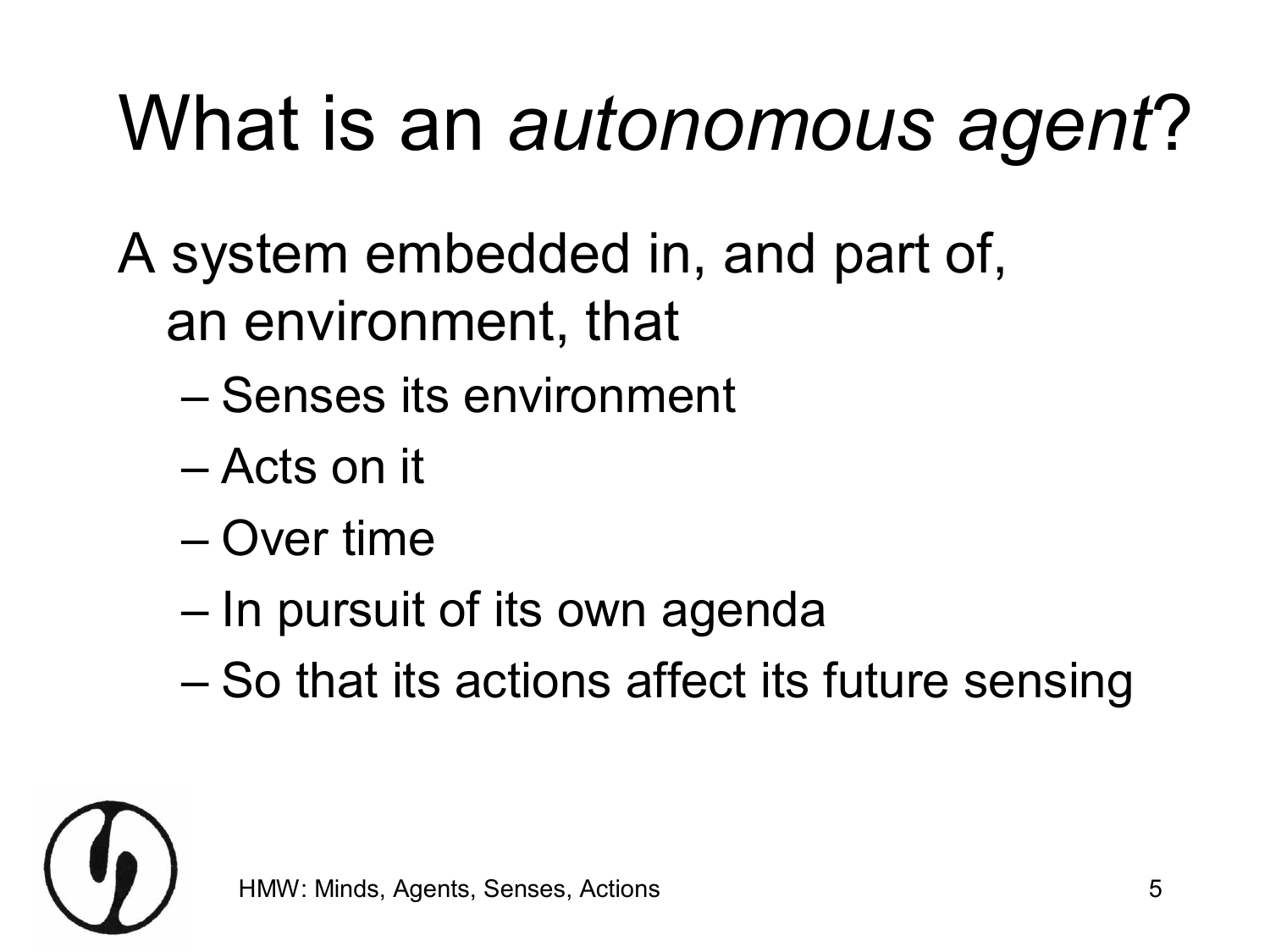# What is an *autonomous agent*?

A system embedded in, and part of, an environment, that

- Senses its environment
- Acts on it
- Over time
- In pursuit of its own agenda
- So that its actions affect its future sensing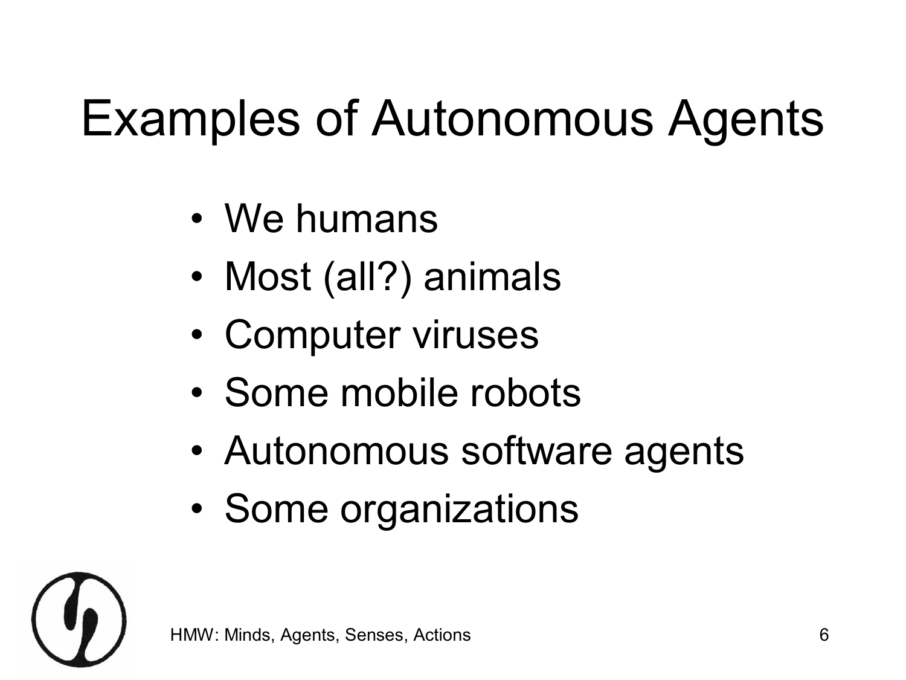# Examples of Autonomous Agents

- We humans
- Most (all?) animals
- Computer viruses
- Some mobile robots
- Autonomous software agents
- Some organizations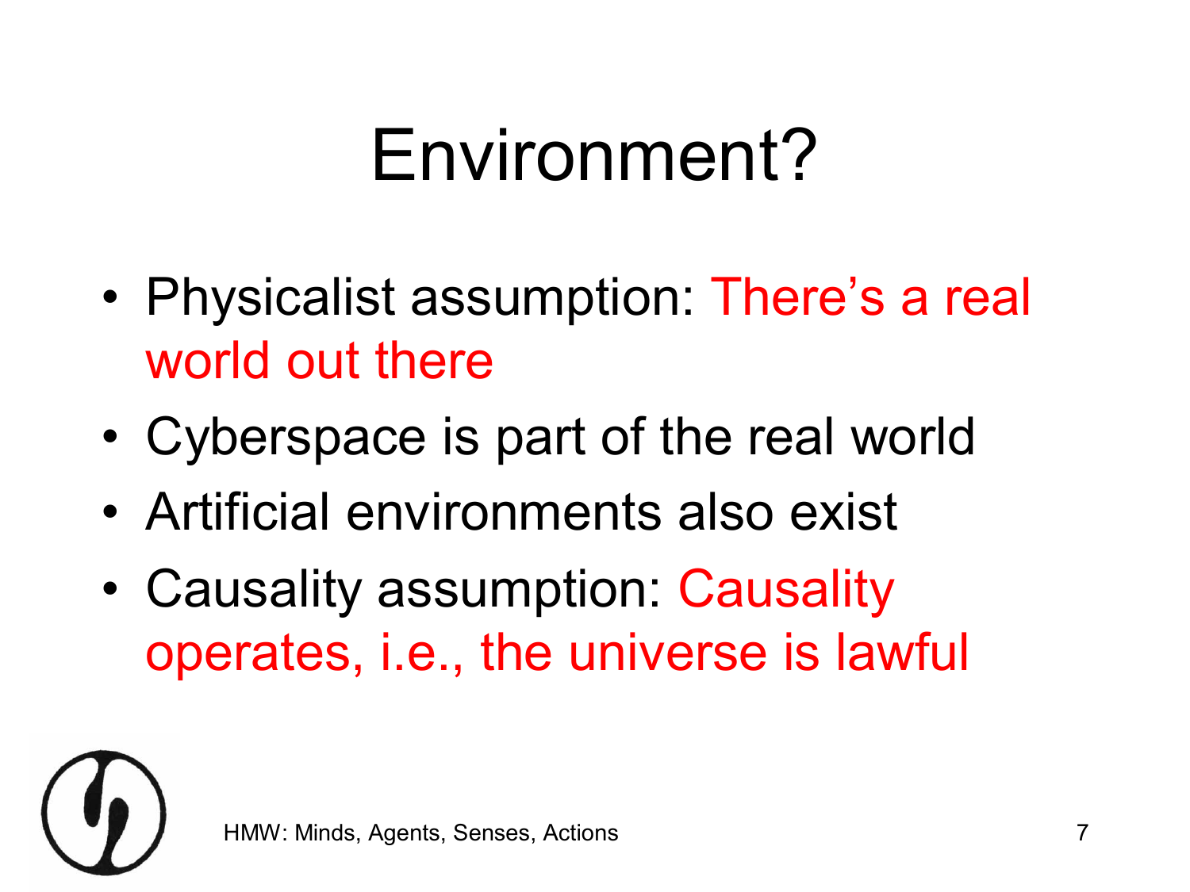# Environment?

- Physicalist assumption: There's a real world out there
- Cyberspace is part of the real world
- Artificial environments also exist
- Causality assumption: Causality operates, i.e., the universe is lawful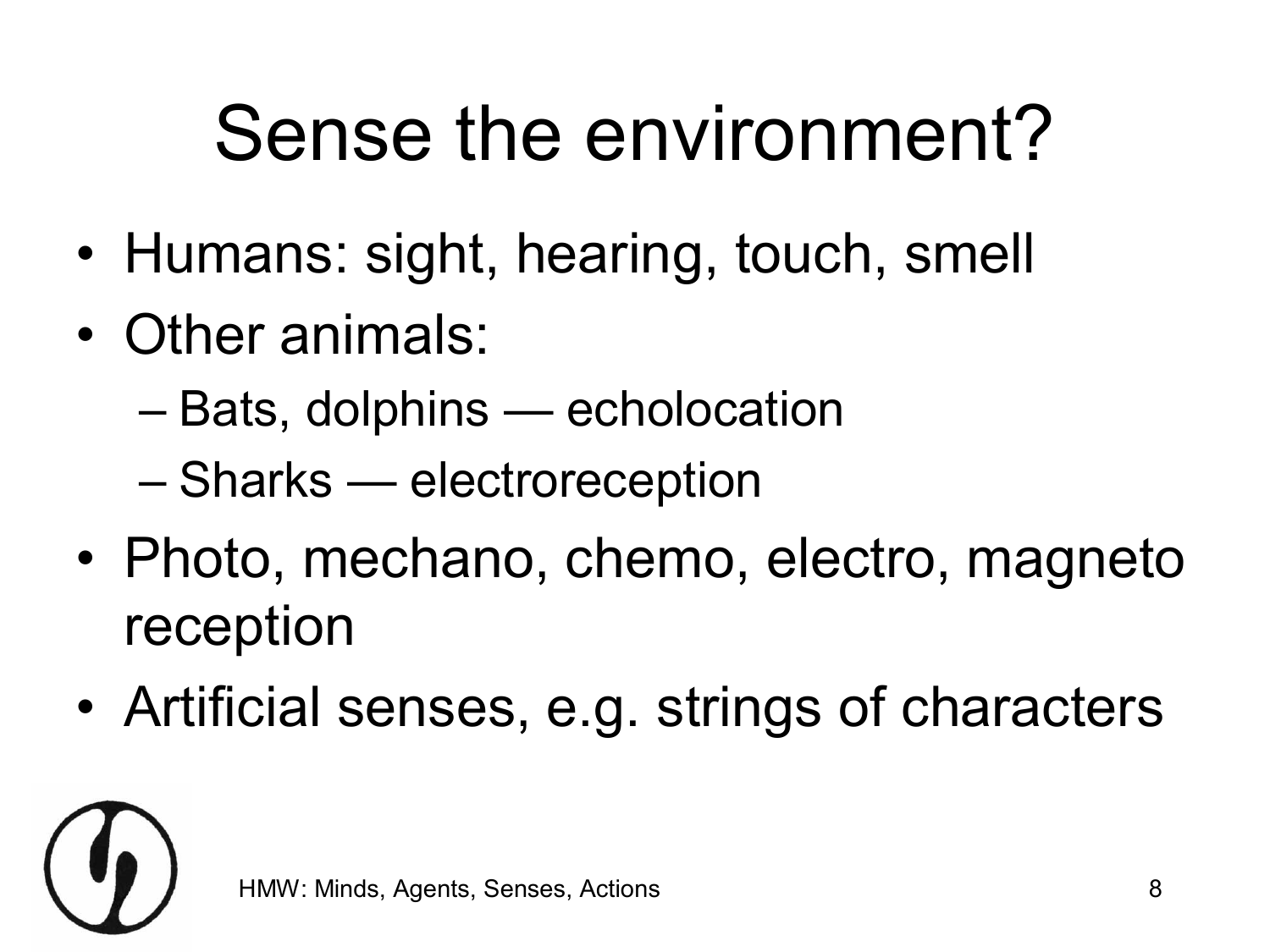# Sense the environment?

- Humans: sight, hearing, touch, smell
- Other animals:
  - Bats, dolphins — echolocation
  - Sharks — electroreception
- Photo, mechano, chemo, electro, magneto reception
- Artificial senses, e.g. strings of characters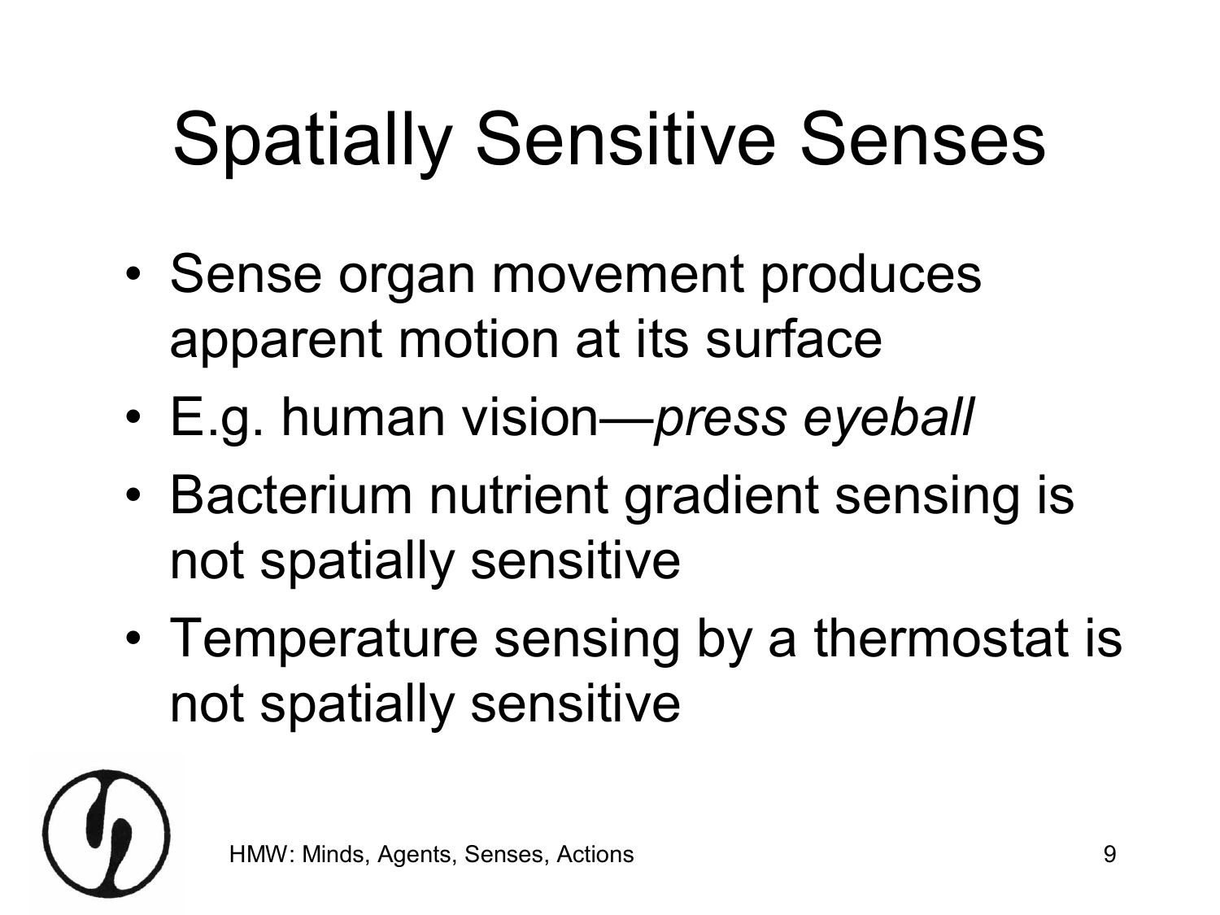# Spatially Sensitive Senses

- Sense organ movement produces apparent motion at its surface
- E.g. human vision—*press eyeball*
- Bacterium nutrient gradient sensing is not spatially sensitive
- Temperature sensing by a thermostat is not spatially sensitive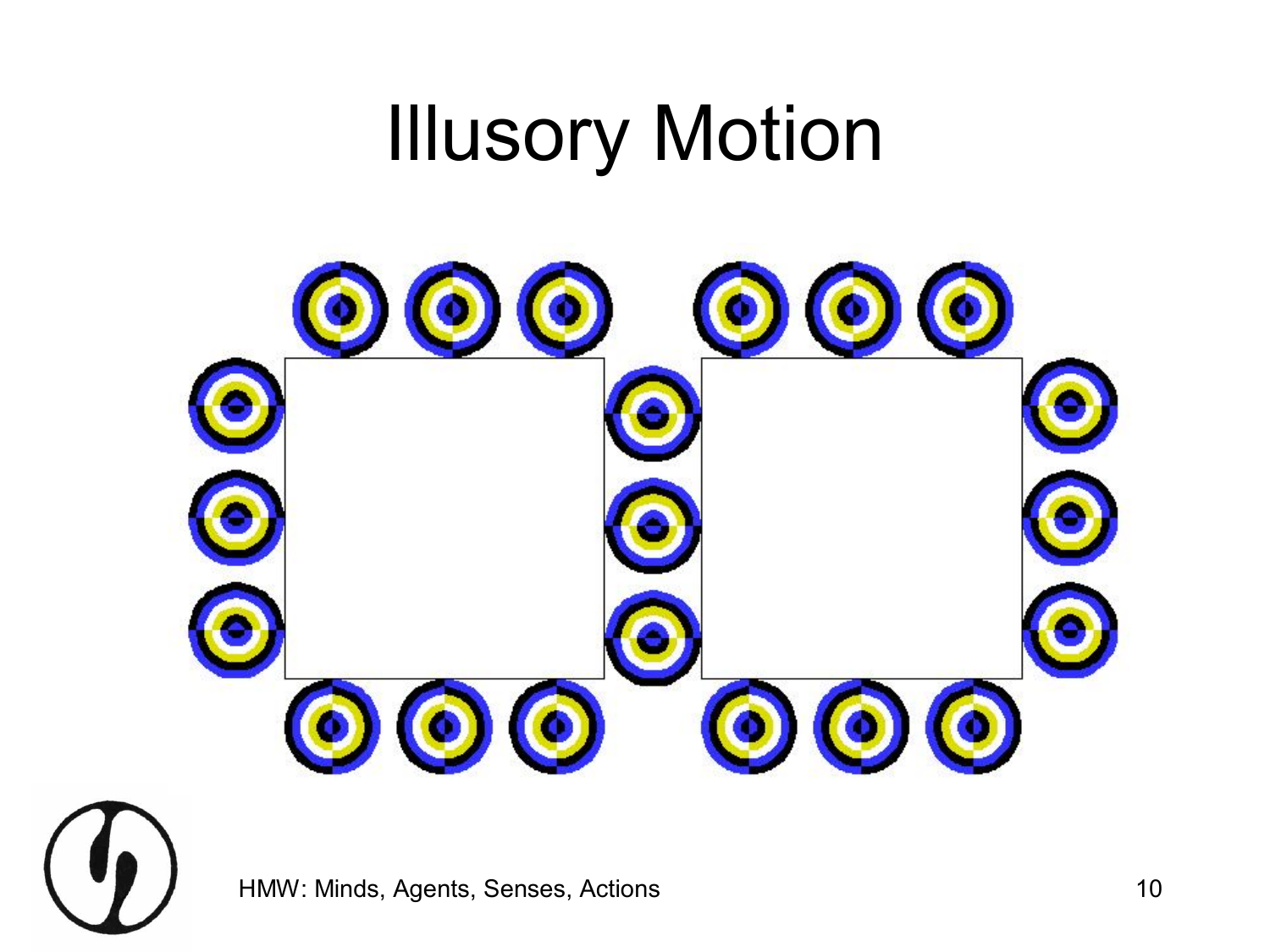# Illusory Motion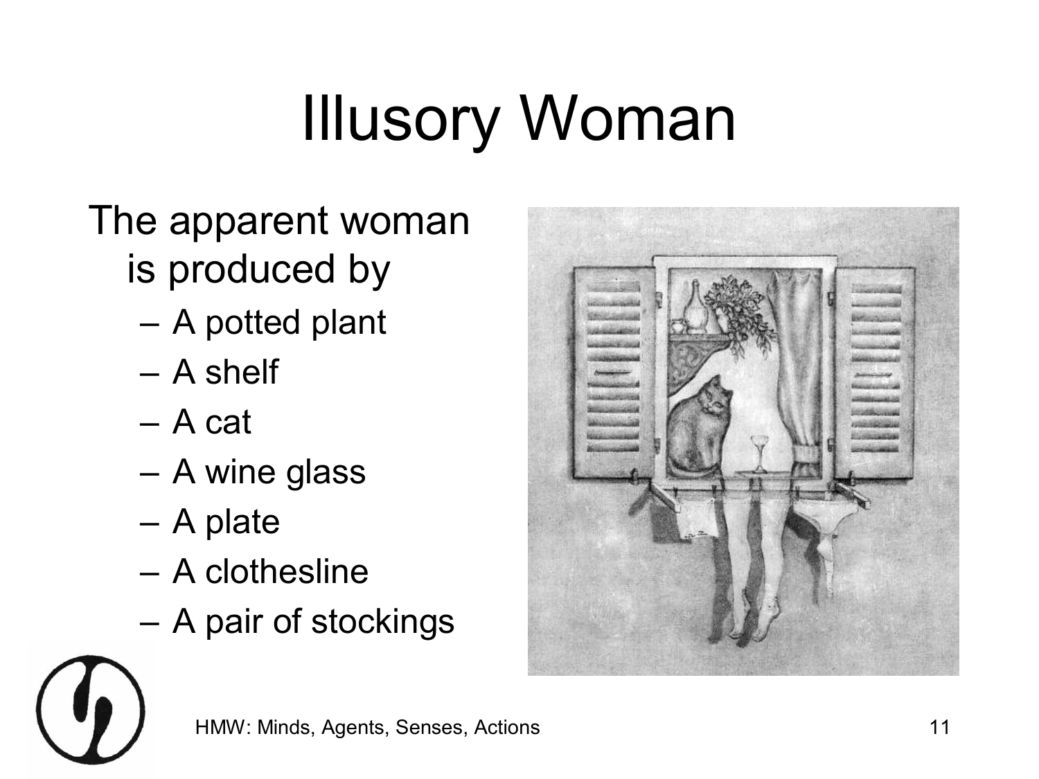# Illusory Woman

The apparent woman is produced by

- A potted plant
- A shelf
- A cat
- A wine glass
- A plate
- A clothesline
- A pair of stockings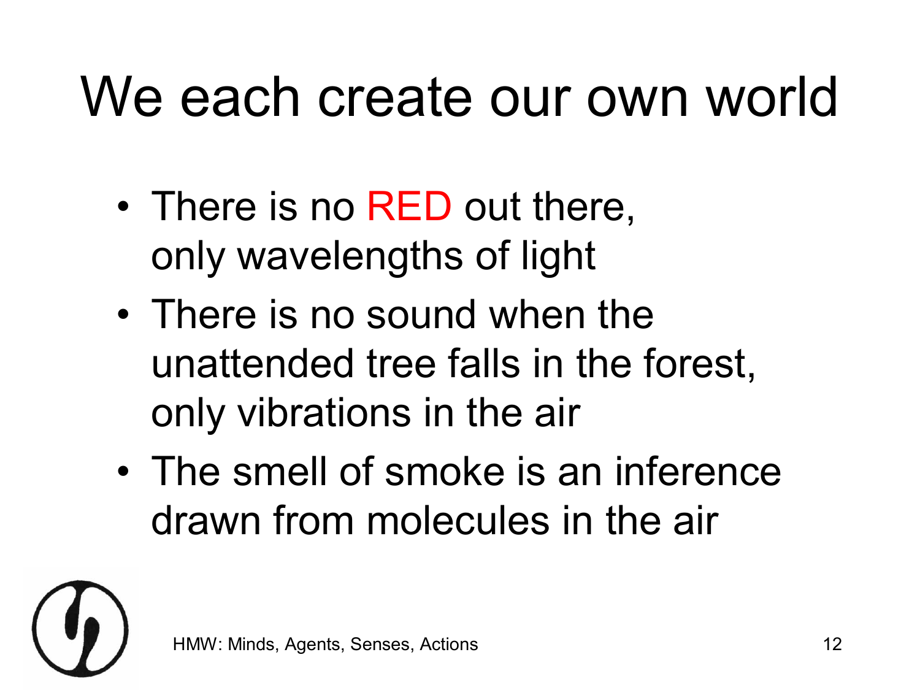# We each create our own world

- There is no RED out there, only wavelengths of light
- There is no sound when the unattended tree falls in the forest, only vibrations in the air
- The smell of smoke is an inference drawn from molecules in the air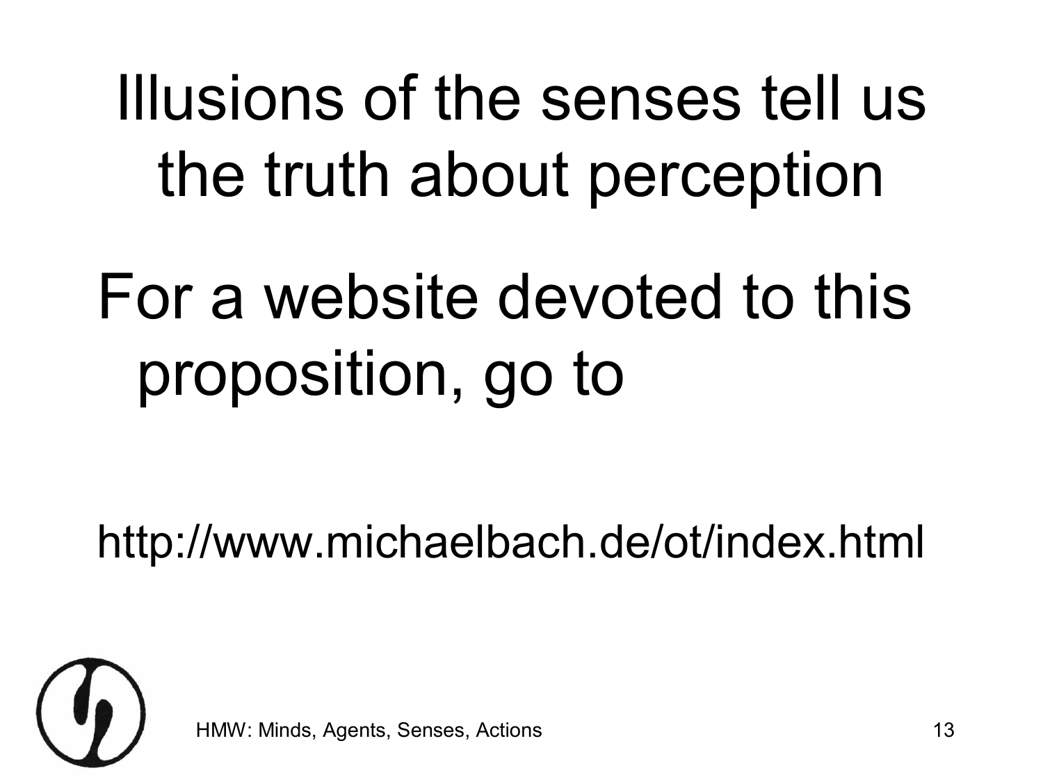# Illusions of the senses tell us the truth about perception

For a website devoted to this proposition, go to

http://www.michaelbach.de/ot/index.html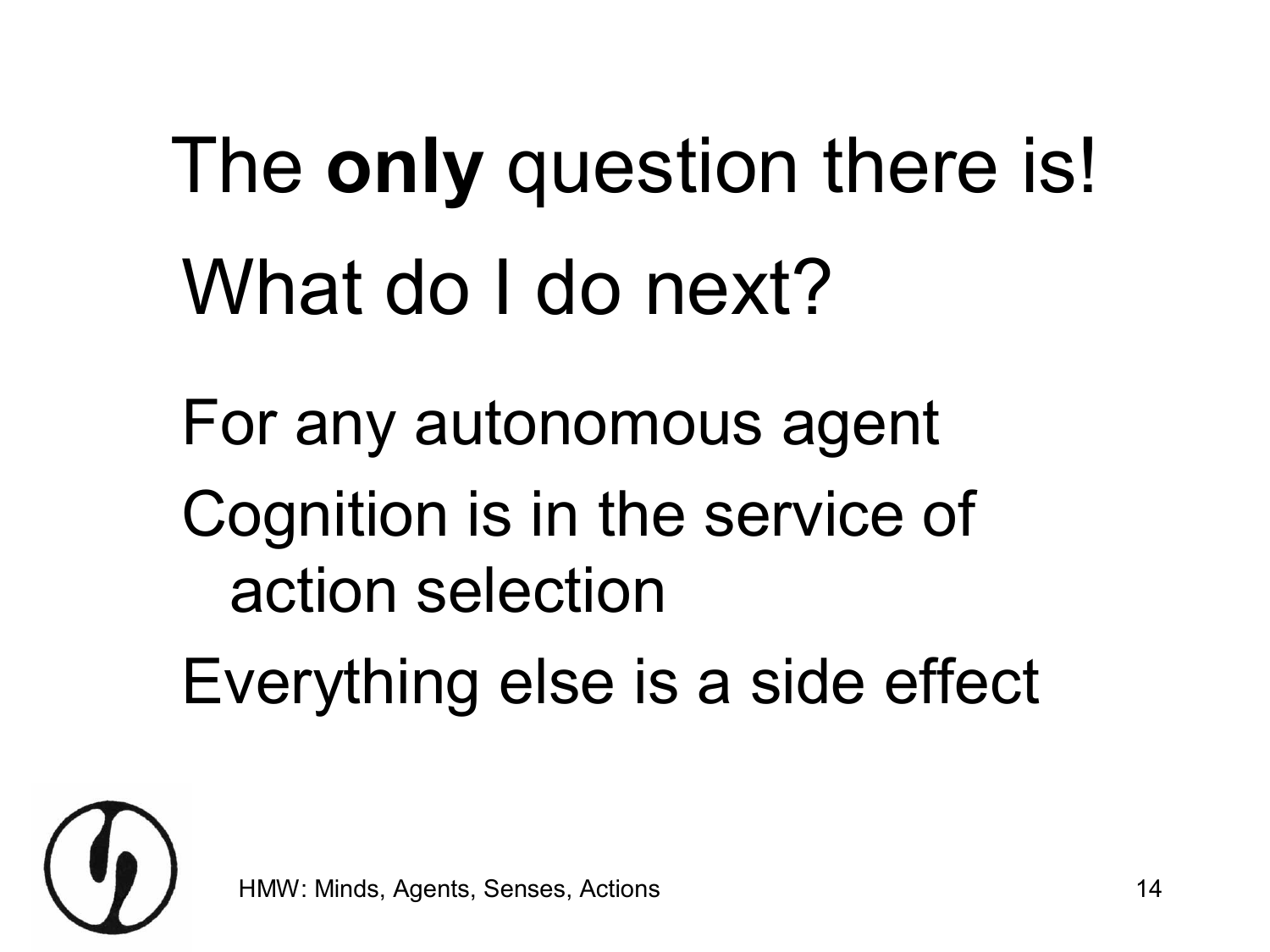# The **only** question there is!

## What do I do next?

For any autonomous agent

Cognition is in the service of action selection

Everything else is a side effect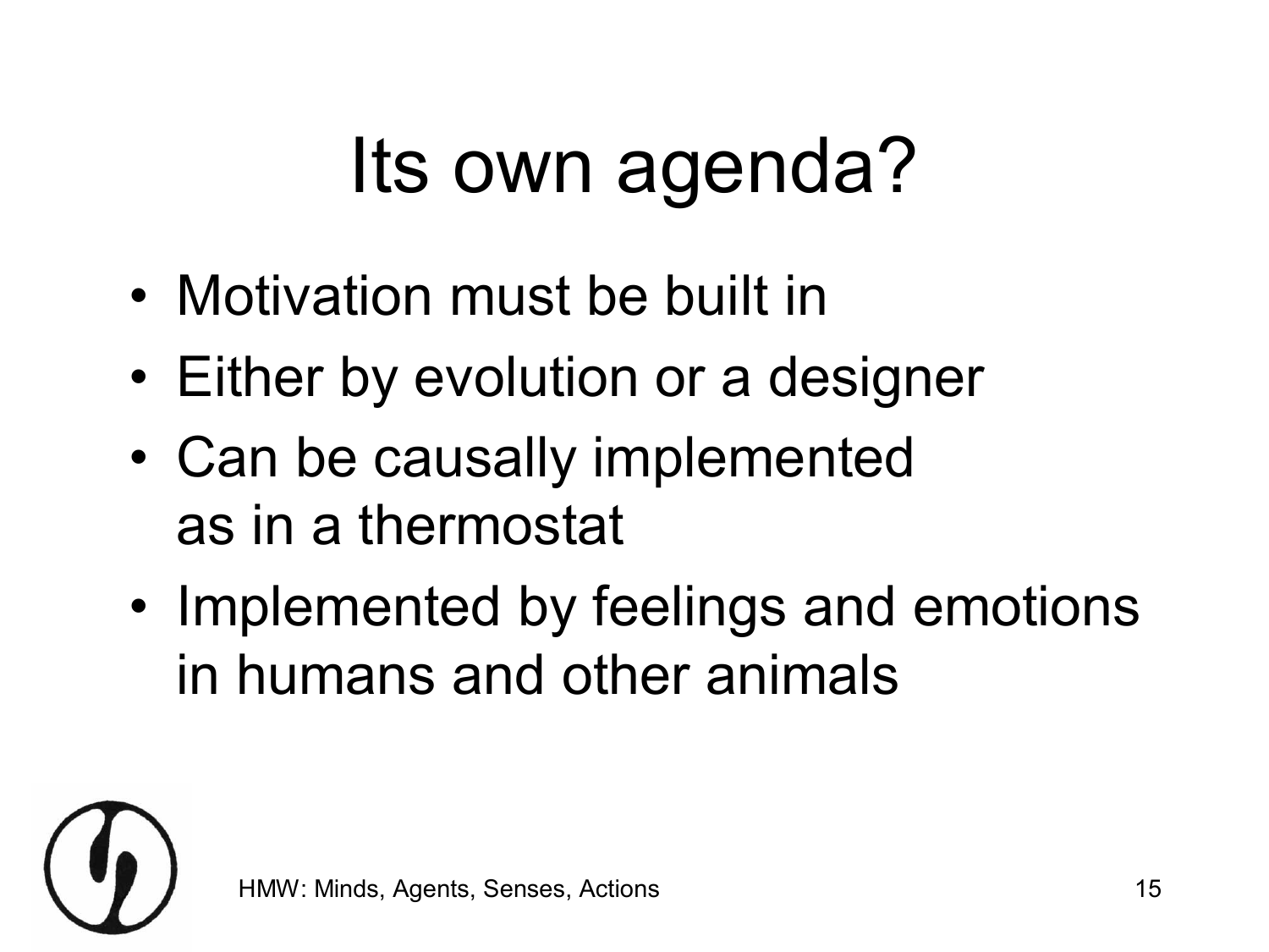# Its own agenda?

- Motivation must be built in
- Either by evolution or a designer
- Can be causally implemented as in a thermostat
- Implemented by feelings and emotions in humans and other animals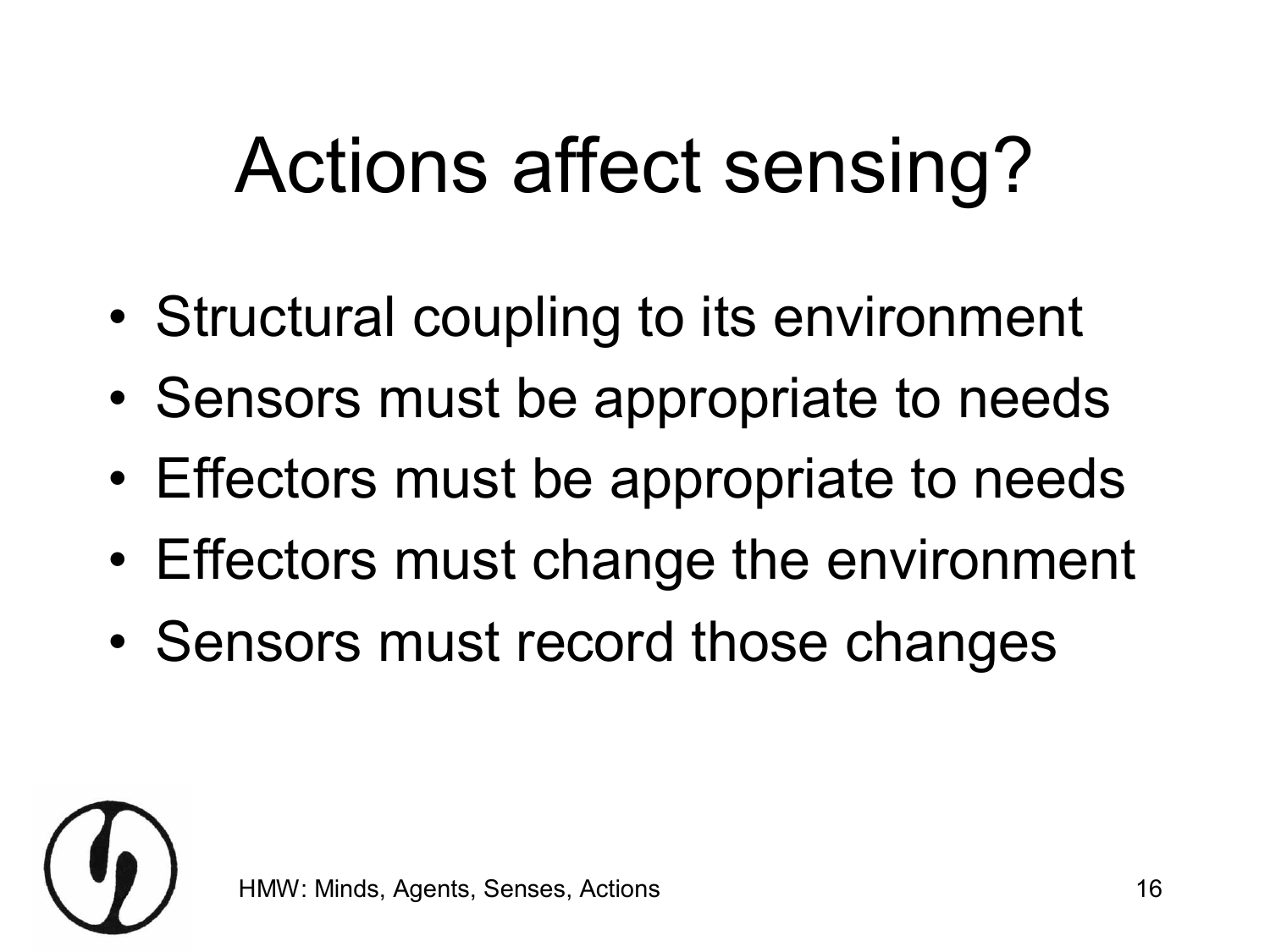# Actions affect sensing?

- Structural coupling to its environment
- Sensors must be appropriate to needs
- Effectors must be appropriate to needs
- Effectors must change the environment
- Sensors must record those changes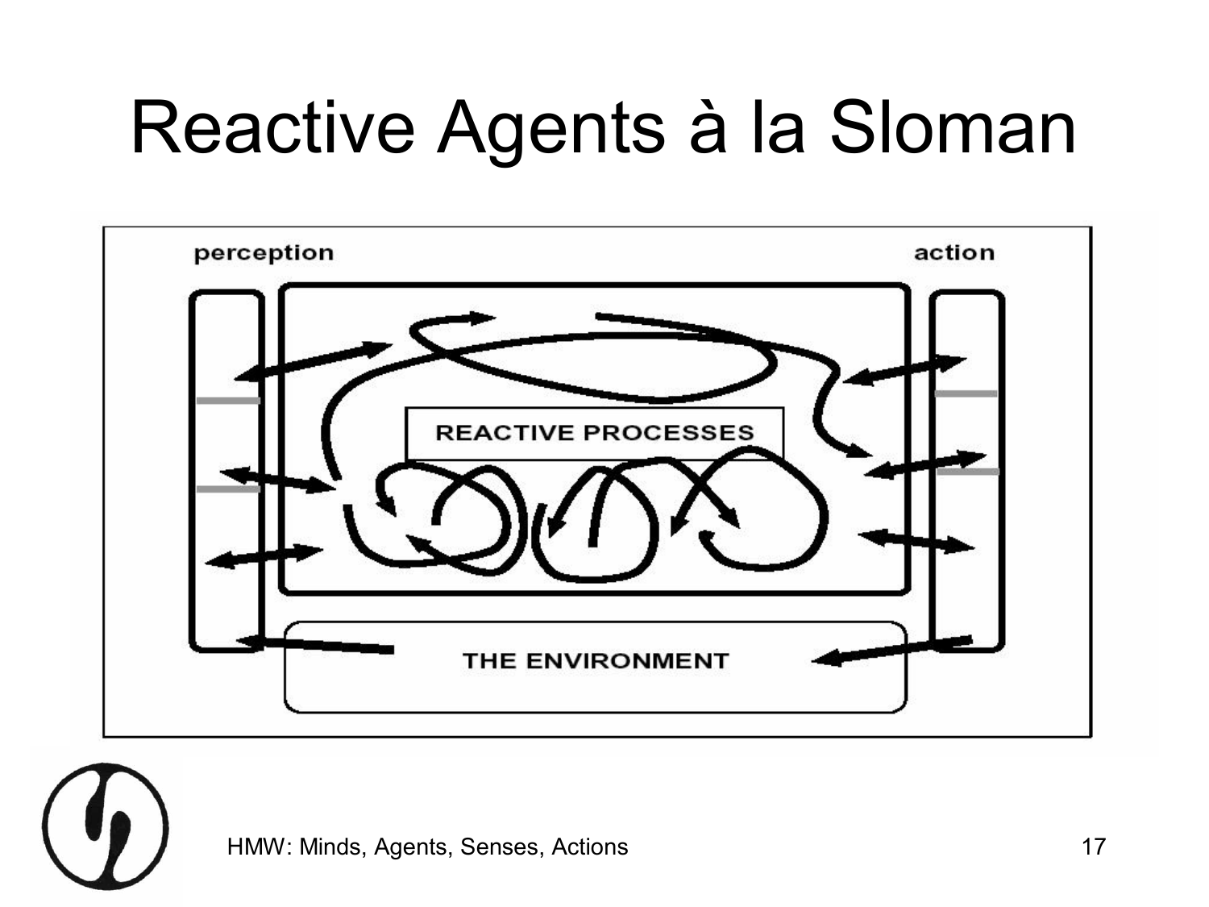# Reactive Agents à la Sloman

perception

action

REACTIVE PROCESSES

THE ENVIRONMENT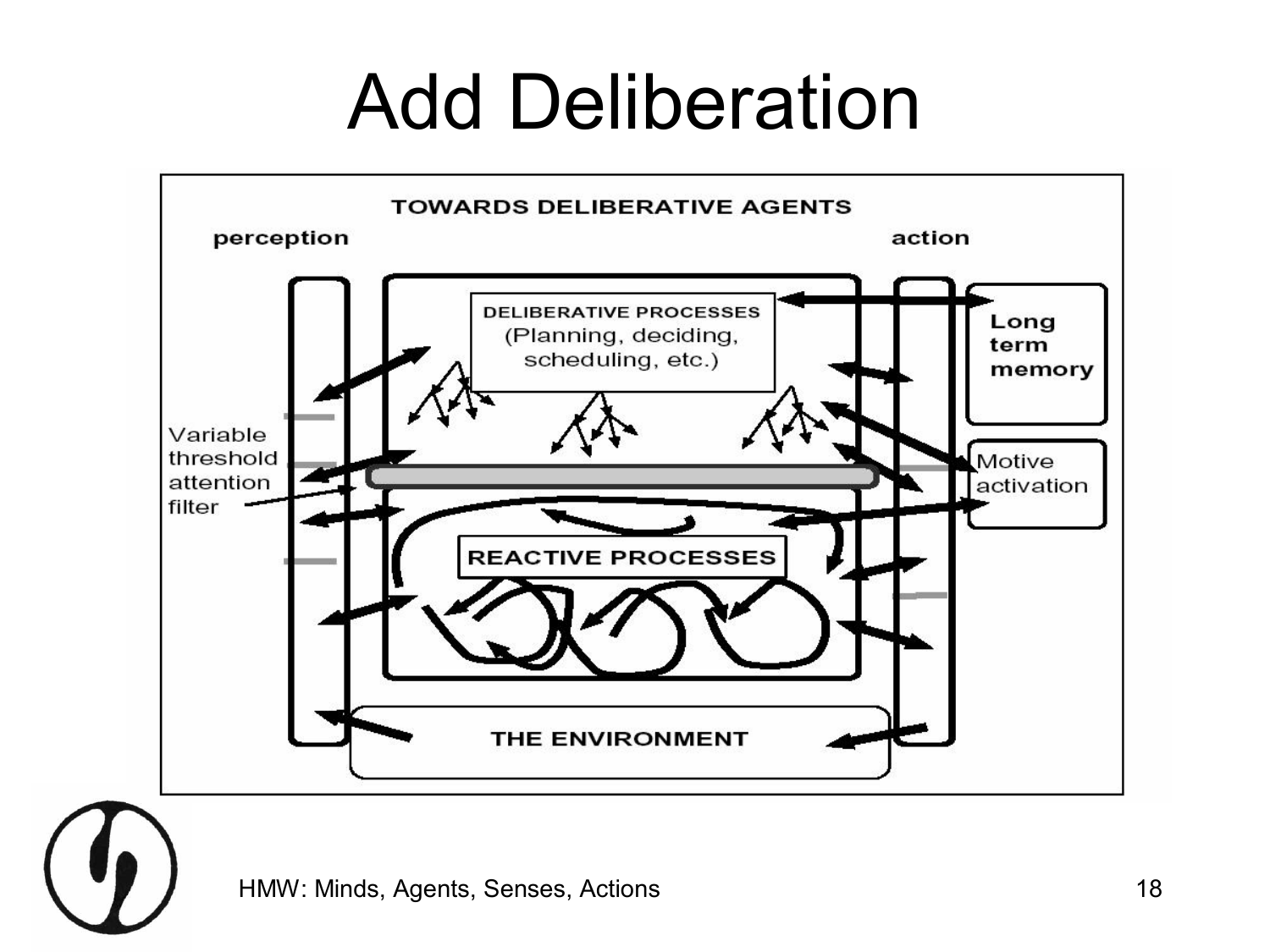# Add Deliberation

TOWARDS DELIBERATIVE AGENTS

perception

action

DELIBERATIVE PROCESSES (Planning, deciding, scheduling, etc.)

Long term memory

Variable threshold attention filter

Motive activation

REACTIVE PROCESSES

THE ENVIRONMENT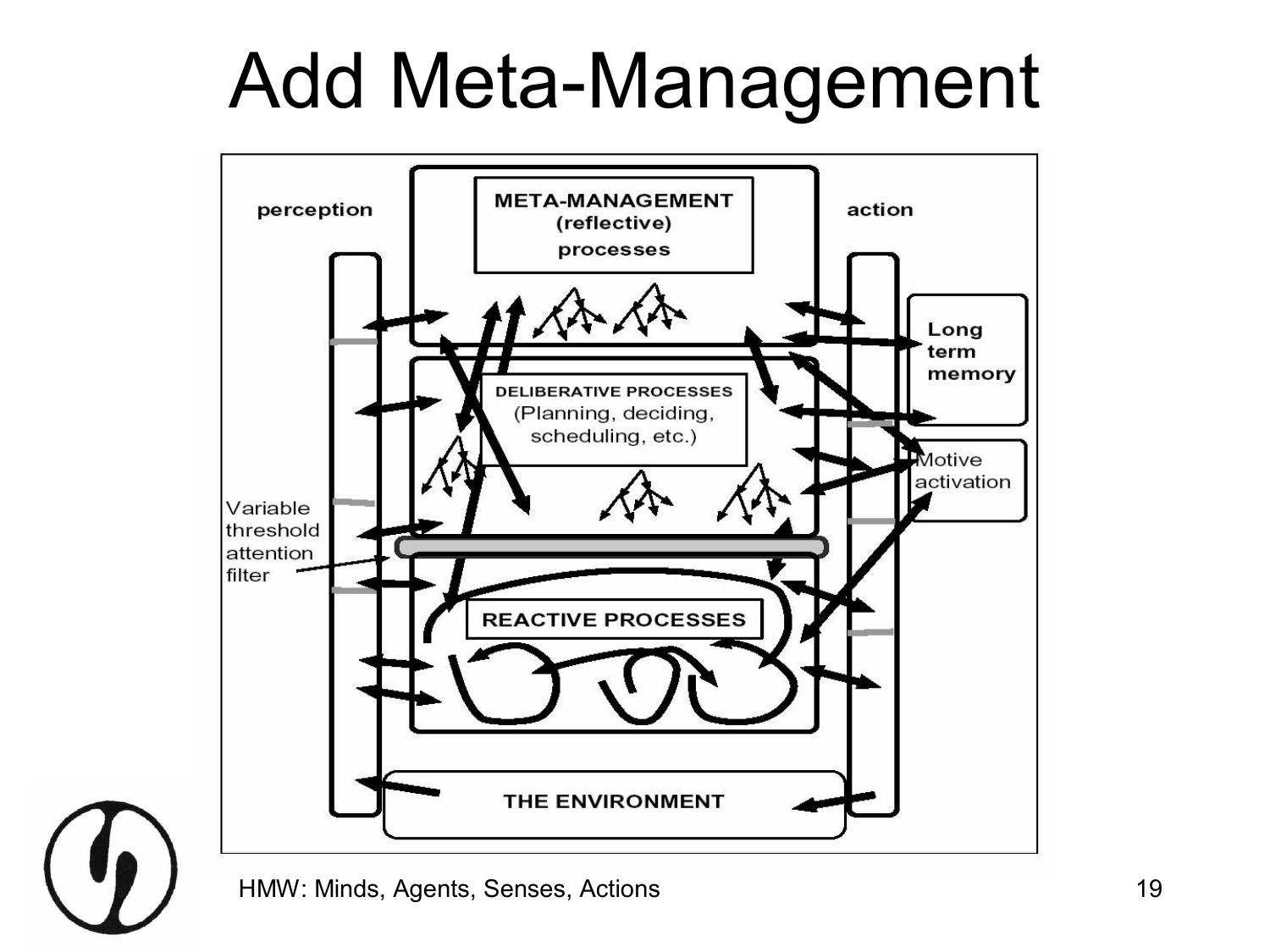# Add Meta-Management

META-MANAGEMENT (reflective) processes

perception

action

DELIBERATIVE PROCESSES (Planning, deciding, scheduling, etc.)

Long term memory

Motive activation

Variable threshold attention filter

REACTIVE PROCESSES

THE ENVIRONMENT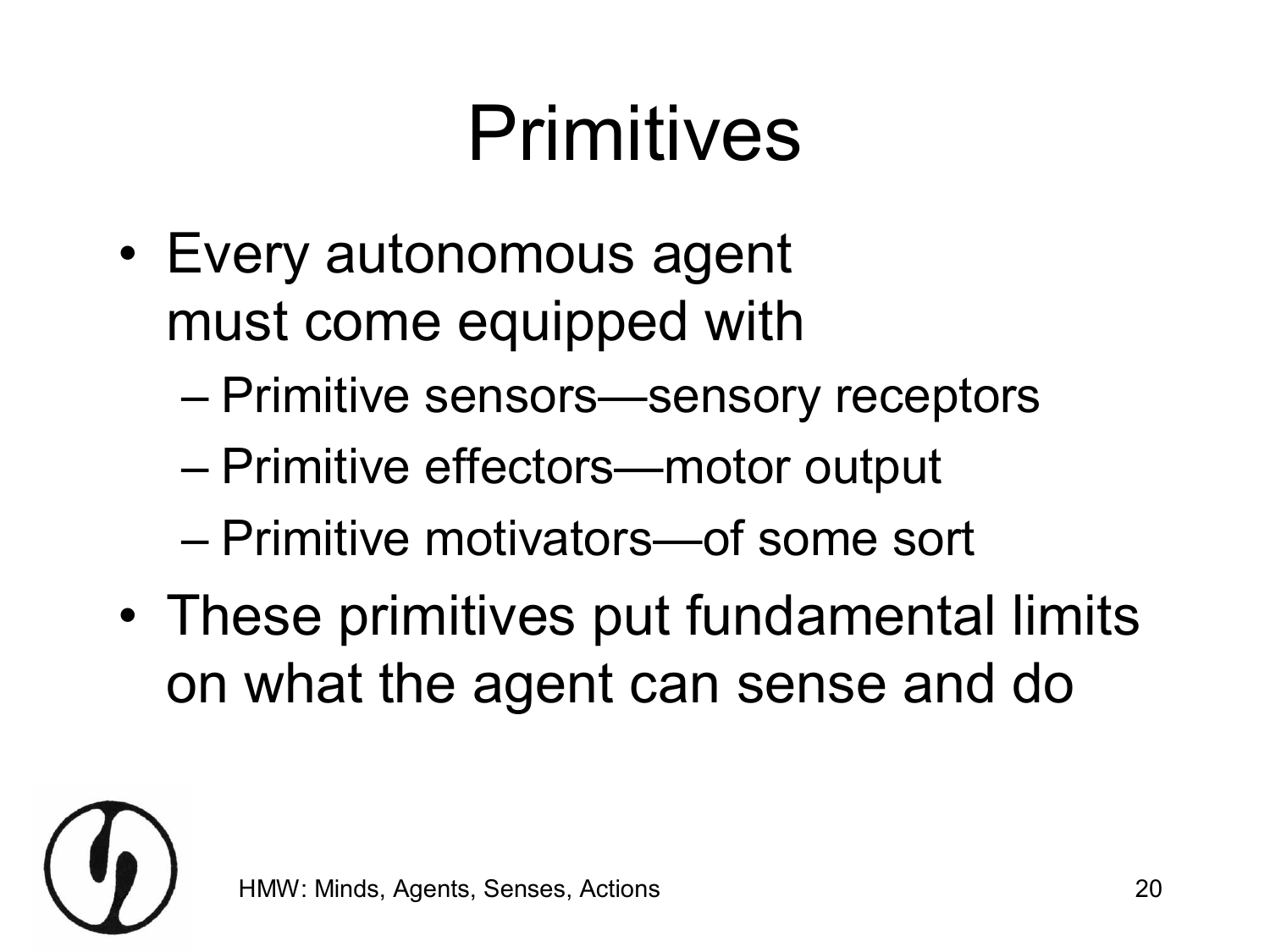# Primitives

- Every autonomous agent must come equipped with
  - Primitive sensors—sensory receptors
  - Primitive effectors—motor output
  - Primitive motivators—of some sort
- These primitives put fundamental limits on what the agent can sense and do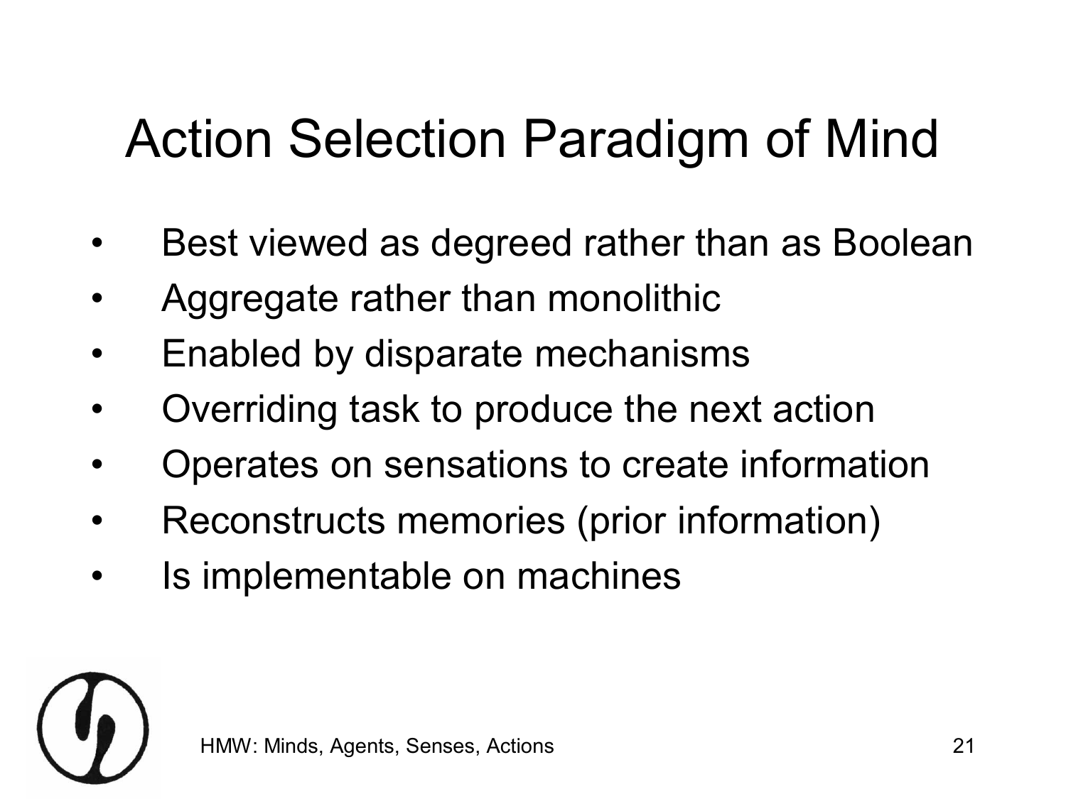# Action Selection Paradigm of Mind

- Best viewed as degreed rather than as Boolean
- Aggregate rather than monolithic
- Enabled by disparate mechanisms
- Overriding task to produce the next action
- Operates on sensations to create information
- Reconstructs memories (prior information)
- Is implementable on machines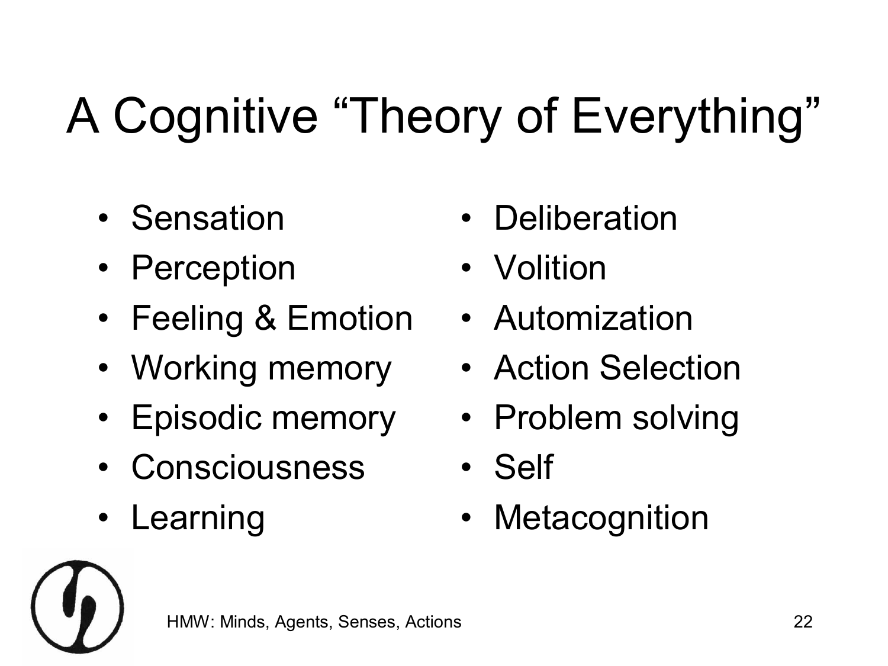# A Cognitive "Theory of Everything"

- Sensation
- Perception
- Feeling & Emotion
- Working memory
- Episodic memory
- Consciousness
- Learning
- Deliberation
- Volition
- Automization
- Action Selection
- Problem solving
- Self
- Metacognition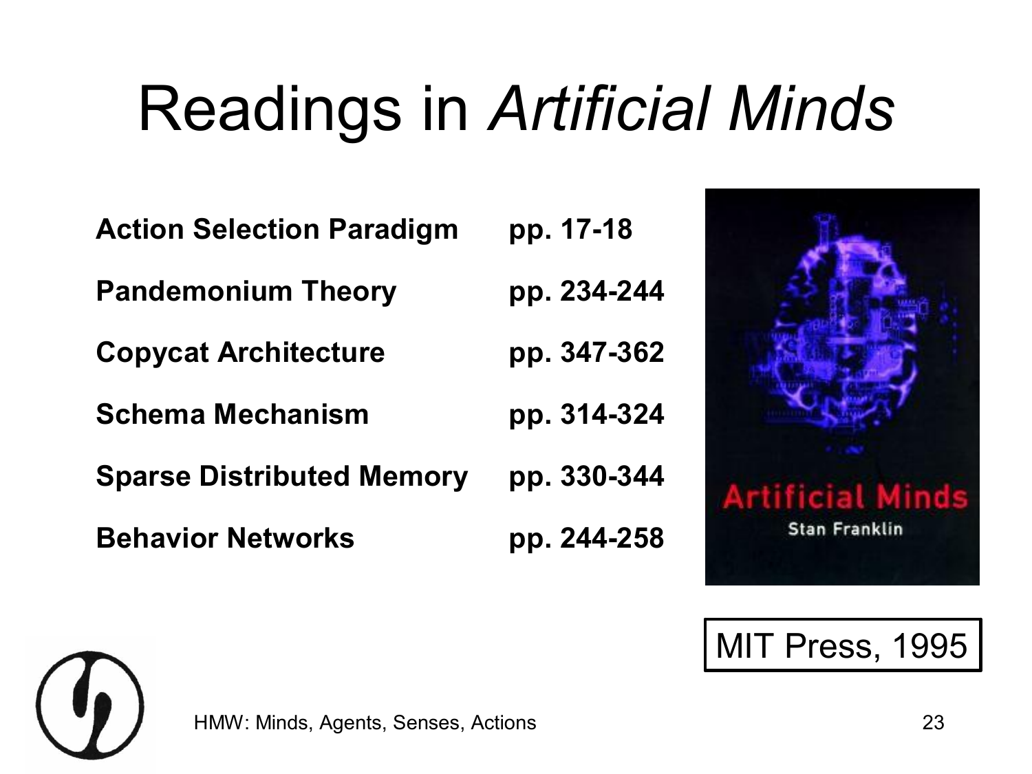# Readings in *Artificial Minds*

| | |
|---|---|
| **Action Selection Paradigm** | **pp. 17-18** |
| **Pandemonium Theory** | **pp. 234-244** |
| **Copycat Architecture** | **pp. 347-362** |
| **Schema Mechanism** | **pp. 314-324** |
| **Sparse Distributed Memory** | **pp. 330-344** |
| **Behavior Networks** | **pp. 244-258** |

Artificial Minds
Stan Franklin

MIT Press, 1995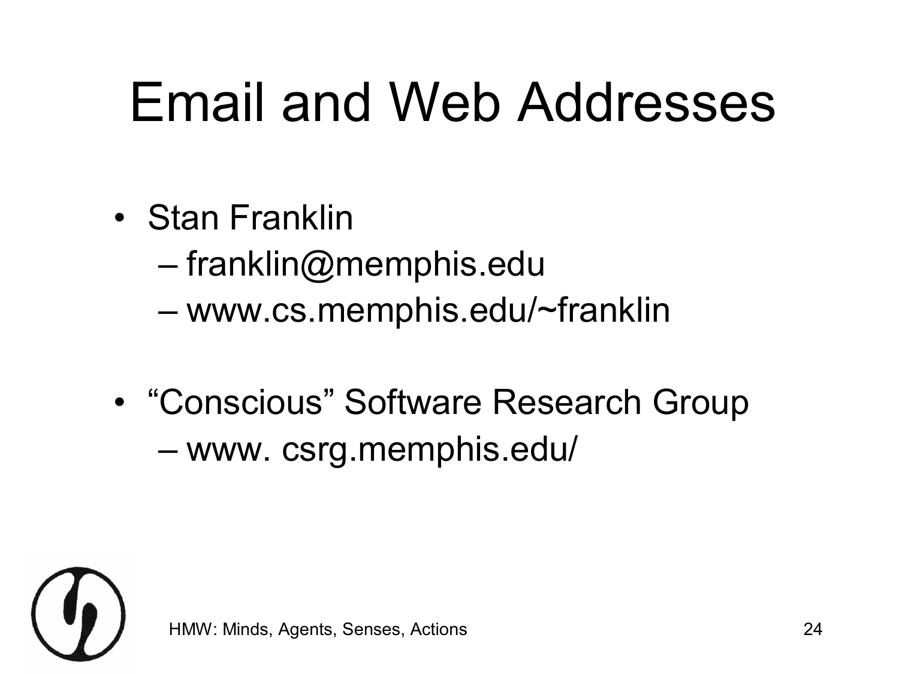# Email and Web Addresses

- Stan Franklin
  - franklin@memphis.edu
  - www.cs.memphis.edu/~franklin
- "Conscious" Software Research Group
  - www. csrg.memphis.edu/